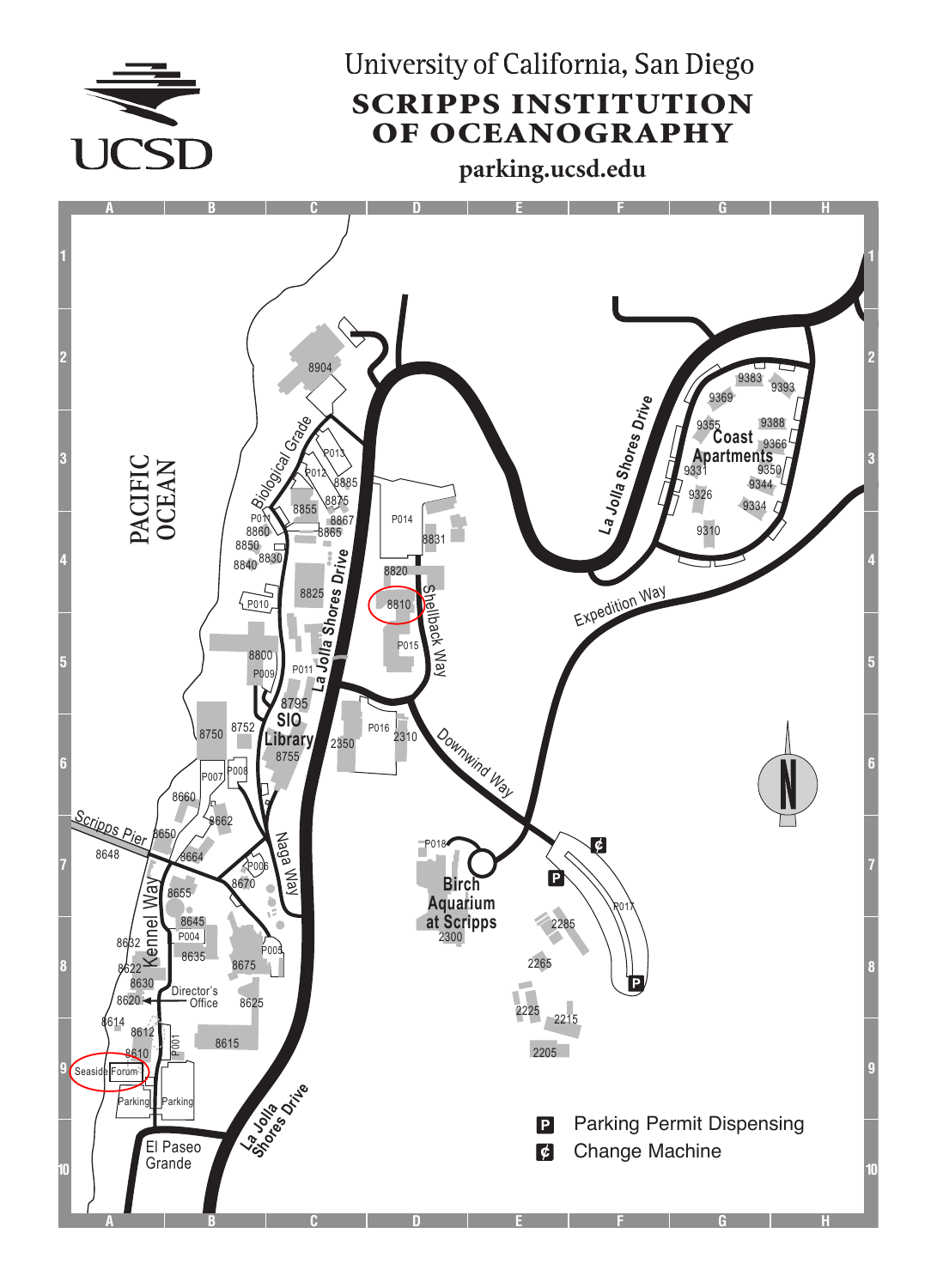University of California, San Diego

# SCRIPPS INSTITUTION OF OCEANOGRAPHY

**parking.ucsd.edu**

UCSD

PACIFIC OCEAN

La Jolla Shores Drive

Coast Apartments

9383 9393 9369 9355 9388 9366 9331 9350 9326 9344 9334 9310

Expedition Way

Biological Grade

8904 P013 P012 8885 8875 8855 8867 8865 P011 8860 8850 8830 8840 P014 8831 8820 8825 P010 8810 Shellback Way P015 8800 P009 P011 8795 SIO Library 8755 8752 8750 2350 P016 2310 Downwind Way P007 P008 8660 8662 Scripps Pier 8650 8648 8664 P006 Naga Way 8670 Kennel Way 8655 8645 P004 8632 8635 P005 8675 8622 8630 8620 Director's Office 8625 8614 8612 8610 P001 8615 Seaside Forum Parking Parking El Paseo Grande

P018 Birch Aquarium at Scripps 2300 P017 2285 2265 2225 2215 2205

La Jolla Shores Drive

N

P Parking Permit Dispensing

¢ Change Machine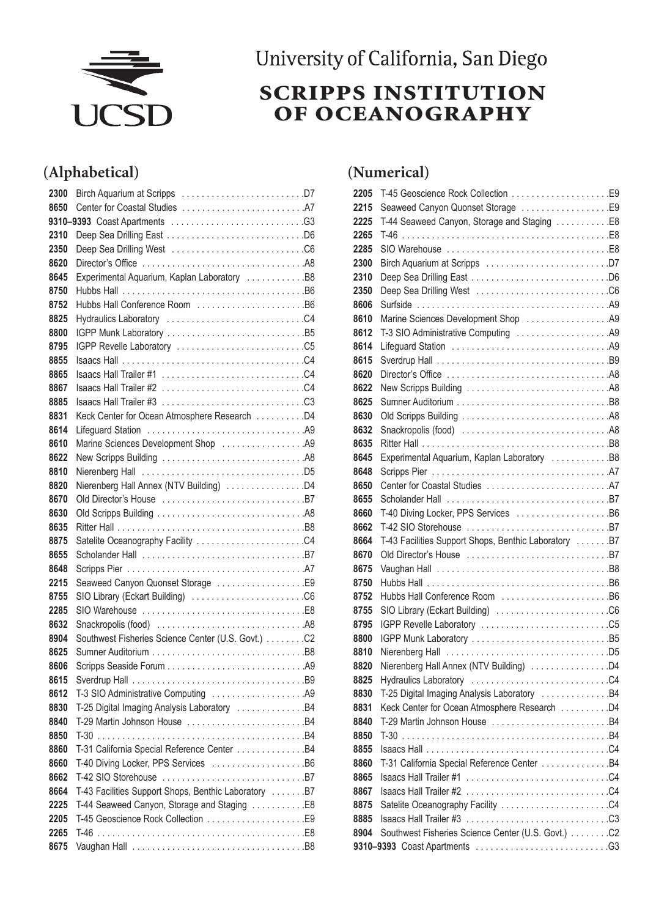# University of California, San Diego

## SCRIPPS INSTITUTION OF OCEANOGRAPHY

## (Alphabetical)

| | | |
|---|---|---|
| **2300** | Birch Aquarium at Scripps | D7 |
| **8650** | Center for Coastal Studies | A7 |
| **9310–9393** | Coast Apartments | G3 |
| **2310** | Deep Sea Drilling East | D6 |
| **2350** | Deep Sea Drilling West | C6 |
| **8620** | Director's Office | A8 |
| **8645** | Experimental Aquarium, Kaplan Laboratory | B8 |
| **8750** | Hubbs Hall | B6 |
| **8752** | Hubbs Hall Conference Room | B6 |
| **8825** | Hydraulics Laboratory | C4 |
| **8800** | IGPP Munk Laboratory | B5 |
| **8795** | IGPP Revelle Laboratory | C5 |
| **8855** | Isaacs Hall | C4 |
| **8865** | Isaacs Hall Trailer #1 | C4 |
| **8867** | Isaacs Hall Trailer #2 | C4 |
| **8885** | Isaacs Hall Trailer #3 | C3 |
| **8831** | Keck Center for Ocean Atmosphere Research | D4 |
| **8614** | Lifeguard Station | A9 |
| **8610** | Marine Sciences Development Shop | A9 |
| **8622** | New Scripps Building | A8 |
| **8810** | Nierenberg Hall | D5 |
| **8820** | Nierenberg Hall Annex (NTV Building) | D4 |
| **8670** | Old Director's House | B7 |
| **8630** | Old Scripps Building | A8 |
| **8635** | Ritter Hall | B8 |
| **8875** | Satelite Oceanography Facility | C4 |
| **8655** | Scholander Hall | B7 |
| **8648** | Scripps Pier | A7 |
| **2215** | Seaweed Canyon Quonset Storage | E9 |
| **8755** | SIO Library (Eckart Building) | C6 |
| **2285** | SIO Warehouse | E8 |
| **8632** | Snackropolis (food) | A8 |
| **8904** | Southwest Fisheries Science Center (U.S. Govt.) | C2 |
| **8625** | Sumner Auditorium | B8 |
| **8606** | Scripps Seaside Forum | A9 |
| **8615** | Sverdrup Hall | B9 |
| **8612** | T-3 SIO Administrative Computing | A9 |
| **8830** | T-25 Digital Imaging Analysis Laboratory | B4 |
| **8840** | T-29 Martin Johnson House | B4 |
| **8850** | T-30 | B4 |
| **8860** | T-31 California Special Reference Center | B4 |
| **8660** | T-40 Diving Locker, PPS Services | B6 |
| **8662** | T-42 SIO Storehouse | B7 |
| **8664** | T-43 Facilities Support Shops, Benthic Laboratory | B7 |
| **2225** | T-44 Seaweed Canyon, Storage and Staging | E8 |
| **2205** | T-45 Geoscience Rock Collection | E9 |
| **2265** | T-46 | E8 |
| **8675** | Vaughan Hall | B8 |

## (Numerical)

| | | |
|---|---|---|
| **2205** | T-45 Geoscience Rock Collection | E9 |
| **2215** | Seaweed Canyon Quonset Storage | E9 |
| **2225** | T-44 Seaweed Canyon, Storage and Staging | E8 |
| **2265** | T-46 | E8 |
| **2285** | SIO Warehouse | E8 |
| **2300** | Birch Aquarium at Scripps | D7 |
| **2310** | Deep Sea Drilling East | D6 |
| **2350** | Deep Sea Drilling West | C6 |
| **8606** | Surfside | A9 |
| **8610** | Marine Sciences Development Shop | A9 |
| **8612** | T-3 SIO Administrative Computing | A9 |
| **8614** | Lifeguard Station | A9 |
| **8615** | Sverdrup Hall | B9 |
| **8620** | Director's Office | A8 |
| **8622** | New Scripps Building | A8 |
| **8625** | Sumner Auditorium | B8 |
| **8630** | Old Scripps Building | A8 |
| **8632** | Snackropolis (food) | A8 |
| **8635** | Ritter Hall | B8 |
| **8645** | Experimental Aquarium, Kaplan Laboratory | B8 |
| **8648** | Scripps Pier | A7 |
| **8650** | Center for Coastal Studies | A7 |
| **8655** | Scholander Hall | B7 |
| **8660** | T-40 Diving Locker, PPS Services | B6 |
| **8662** | T-42 SIO Storehouse | B7 |
| **8664** | T-43 Facilities Support Shops, Benthic Laboratory | B7 |
| **8670** | Old Director's House | B7 |
| **8675** | Vaughan Hall | B8 |
| **8750** | Hubbs Hall | B6 |
| **8752** | Hubbs Hall Conference Room | B6 |
| **8755** | SIO Library (Eckart Building) | C6 |
| **8795** | IGPP Revelle Laboratory | C5 |
| **8800** | IGPP Munk Laboratory | B5 |
| **8810** | Nierenberg Hall | D5 |
| **8820** | Nierenberg Hall Annex (NTV Building) | D4 |
| **8825** | Hydraulics Laboratory | C4 |
| **8830** | T-25 Digital Imaging Analysis Laboratory | B4 |
| **8831** | Keck Center for Ocean Atmosphere Research | D4 |
| **8840** | T-29 Martin Johnson House | B4 |
| **8850** | T-30 | B4 |
| **8855** | Isaacs Hall | C4 |
| **8860** | T-31 California Special Reference Center | B4 |
| **8865** | Isaacs Hall Trailer #1 | C4 |
| **8867** | Isaacs Hall Trailer #2 | C4 |
| **8875** | Satelite Oceanography Facility | C4 |
| **8885** | Isaacs Hall Trailer #3 | C3 |
| **8904** | Southwest Fisheries Science Center (U.S. Govt.) | C2 |
| **9310–9393** | Coast Apartments | G3 |